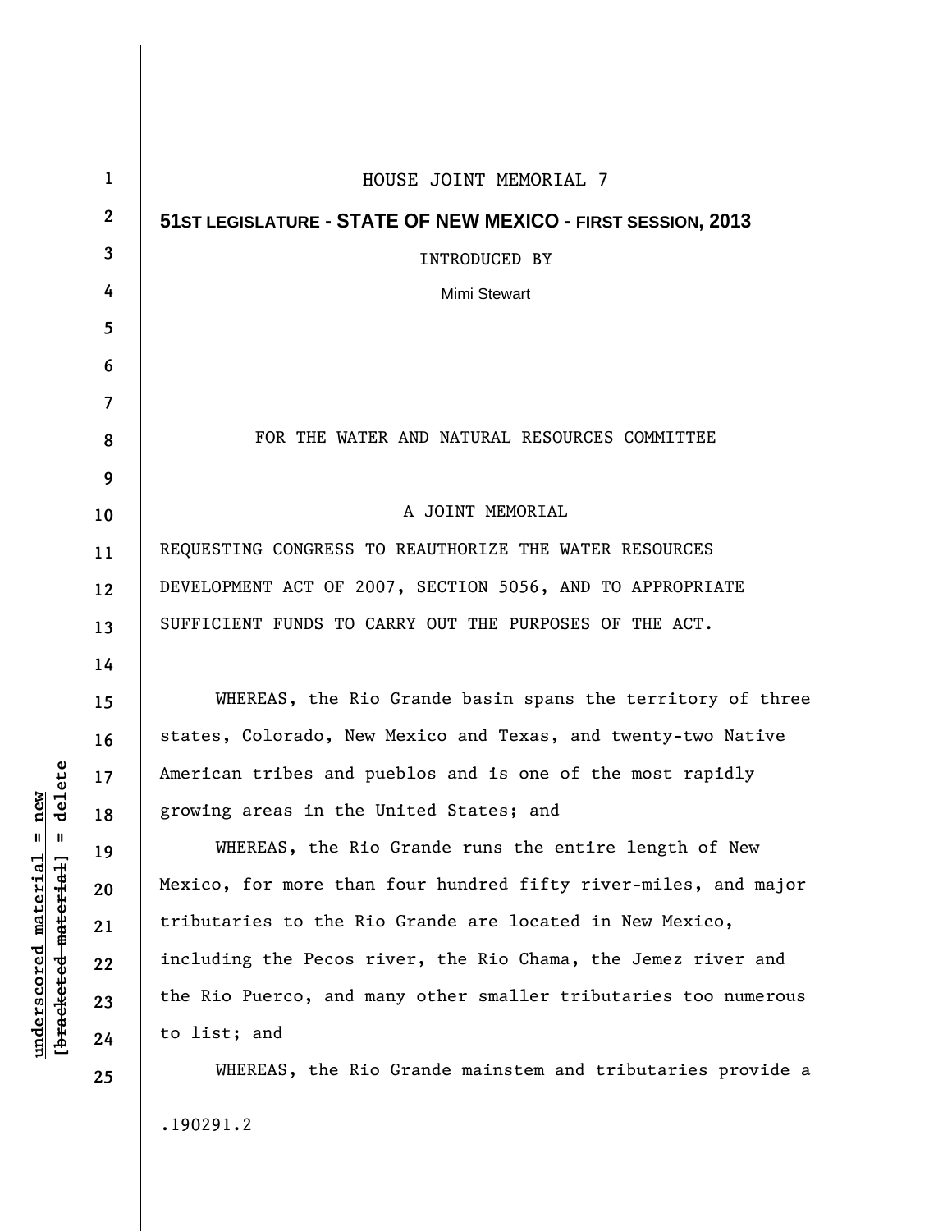HOUSE JOINT MEMORIAL 7

**51ST LEGISLATURE - STATE OF NEW MEXICO - FIRST SESSION, 2013**

INTRODUCED BY

Mimi Stewart

FOR THE WATER AND NATURAL RESOURCES COMMITTEE

A JOINT MEMORIAL

REQUESTING CONGRESS TO REAUTHORIZE THE WATER RESOURCES DEVELOPMENT ACT OF 2007, SECTION 5056, AND TO APPROPRIATE SUFFICIENT FUNDS TO CARRY OUT THE PURPOSES OF THE ACT.

WHEREAS, the Rio Grande basin spans the territory of three states, Colorado, New Mexico and Texas, and twenty-two Native American tribes and pueblos and is one of the most rapidly growing areas in the United States; and

WHEREAS, the Rio Grande runs the entire length of New Mexico, for more than four hundred fifty river-miles, and major tributaries to the Rio Grande are located in New Mexico, including the Pecos river, the Rio Chama, the Jemez river and the Rio Puerco, and many other smaller tributaries too numerous to list; and

WHEREAS, the Rio Grande mainstem and tributaries provide a

.190291.2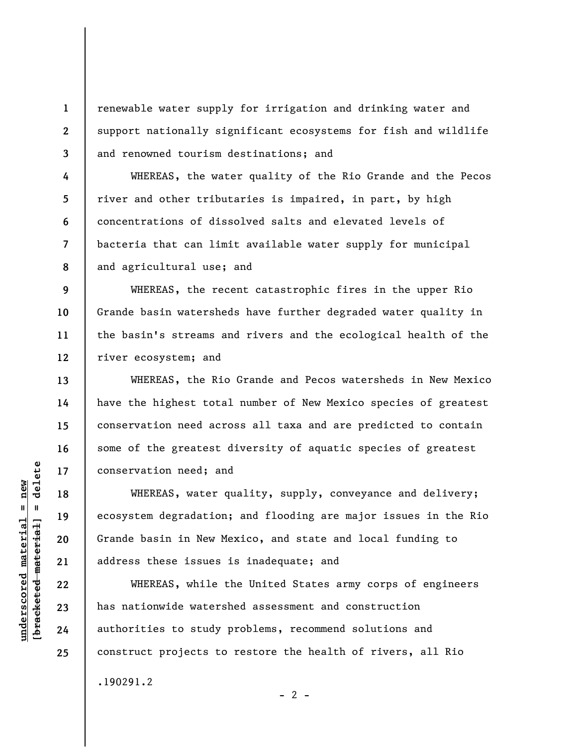renewable water supply for irrigation and drinking water and support nationally significant ecosystems for fish and wildlife and renowned tourism destinations; and

WHEREAS, the water quality of the Rio Grande and the Pecos river and other tributaries is impaired, in part, by high concentrations of dissolved salts and elevated levels of bacteria that can limit available water supply for municipal and agricultural use; and

WHEREAS, the recent catastrophic fires in the upper Rio Grande basin watersheds have further degraded water quality in the basin's streams and rivers and the ecological health of the river ecosystem; and

WHEREAS, the Rio Grande and Pecos watersheds in New Mexico have the highest total number of New Mexico species of greatest conservation need across all taxa and are predicted to contain some of the greatest diversity of aquatic species of greatest conservation need; and

WHEREAS, water quality, supply, conveyance and delivery; ecosystem degradation; and flooding are major issues in the Rio Grande basin in New Mexico, and state and local funding to address these issues is inadequate; and

WHEREAS, while the United States army corps of engineers has nationwide watershed assessment and construction authorities to study problems, recommend solutions and construct projects to restore the health of rivers, all Rio

.190291.2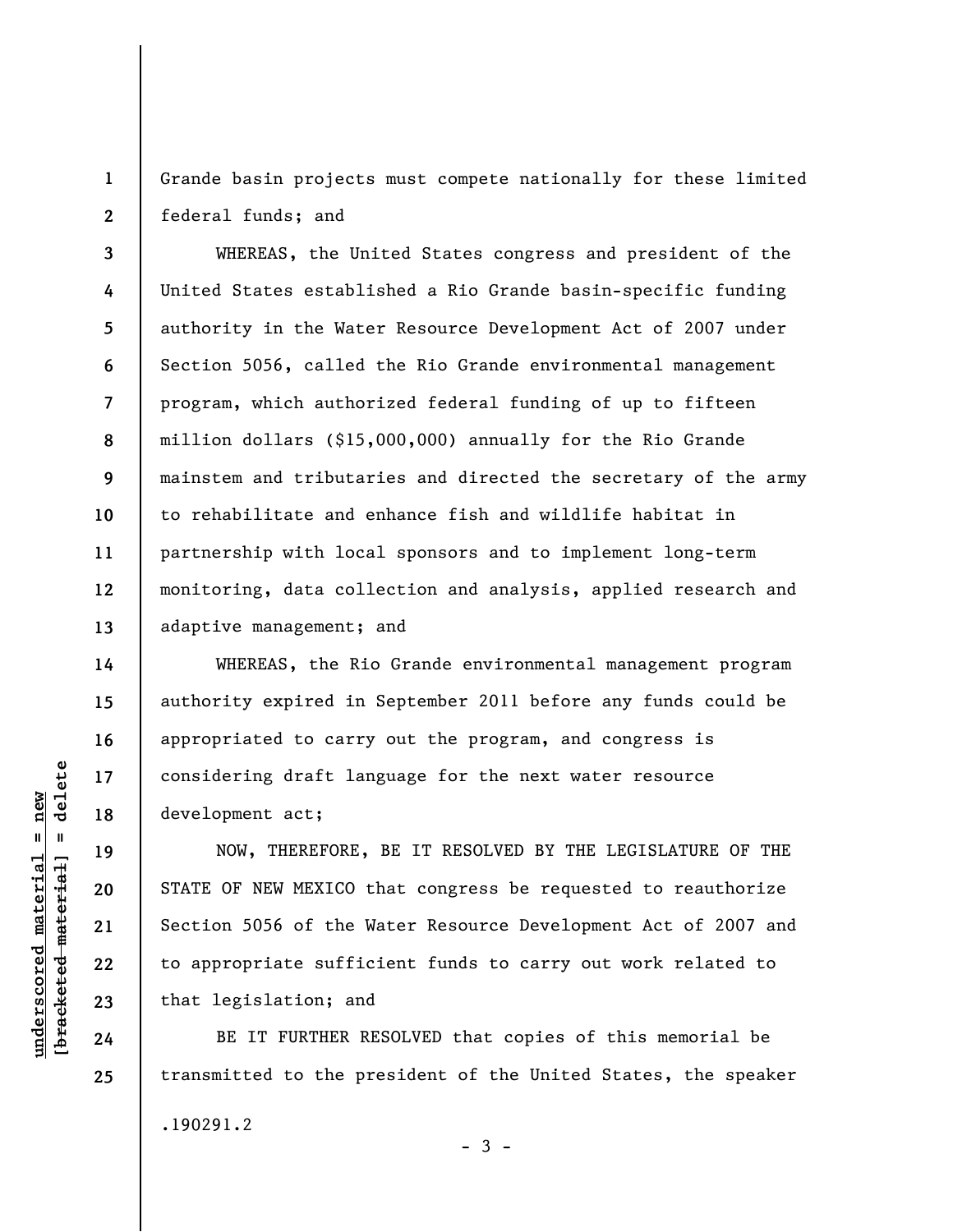Grande basin projects must compete nationally for these limited federal funds; and

WHEREAS, the United States congress and president of the United States established a Rio Grande basin-specific funding authority in the Water Resource Development Act of 2007 under Section 5056, called the Rio Grande environmental management program, which authorized federal funding of up to fifteen million dollars ($15,000,000) annually for the Rio Grande mainstem and tributaries and directed the secretary of the army to rehabilitate and enhance fish and wildlife habitat in partnership with local sponsors and to implement long-term monitoring, data collection and analysis, applied research and adaptive management; and

WHEREAS, the Rio Grande environmental management program authority expired in September 2011 before any funds could be appropriated to carry out the program, and congress is considering draft language for the next water resource development act;

NOW, THEREFORE, BE IT RESOLVED BY THE LEGISLATURE OF THE STATE OF NEW MEXICO that congress be requested to reauthorize Section 5056 of the Water Resource Development Act of 2007 and to appropriate sufficient funds to carry out work related to that legislation; and

BE IT FURTHER RESOLVED that copies of this memorial be transmitted to the president of the United States, the speaker

.190291.2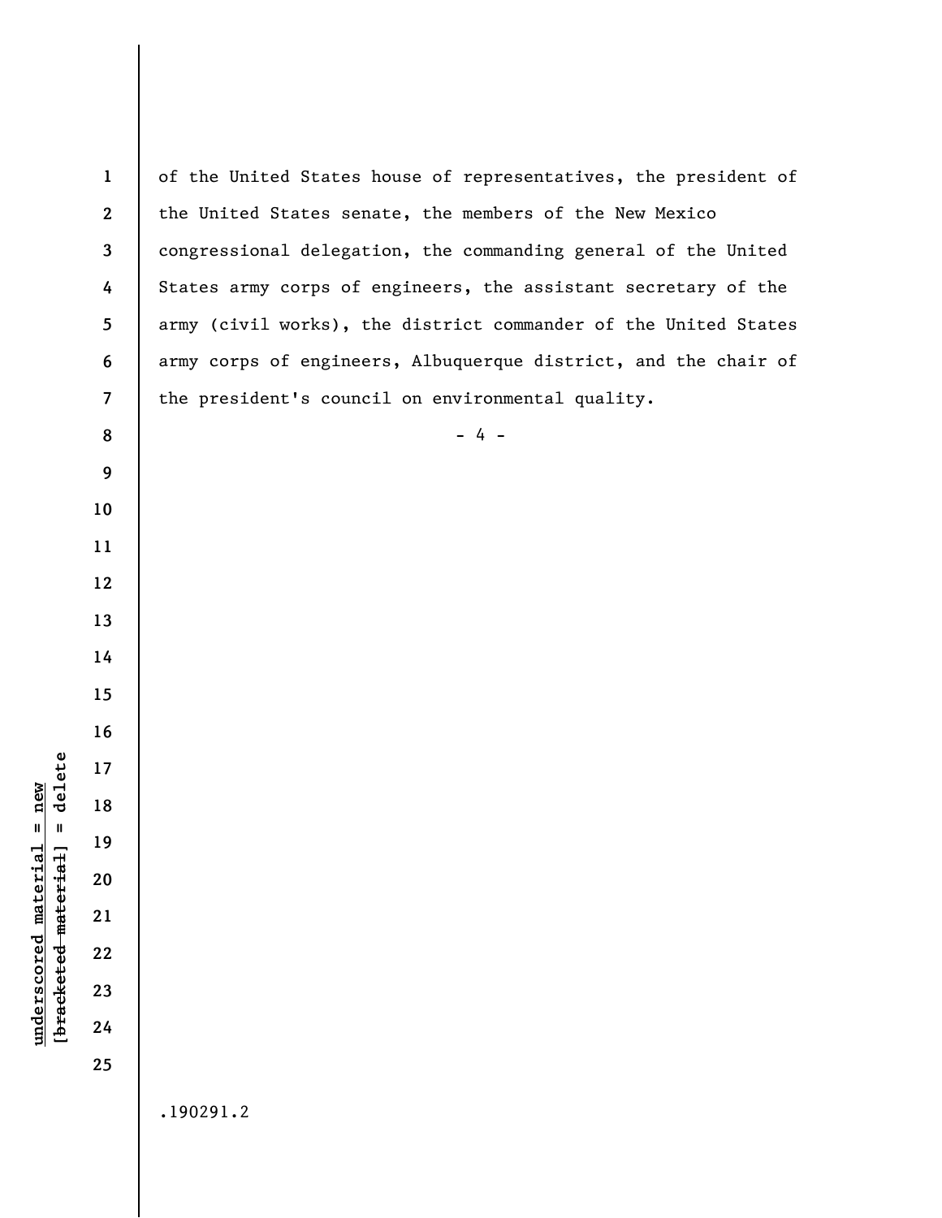of the United States house of representatives, the president of the United States senate, the members of the New Mexico congressional delegation, the commanding general of the United States army corps of engineers, the assistant secretary of the army (civil works), the district commander of the United States army corps of engineers, Albuquerque district, and the chair of the president's council on environmental quality.

.190291.2